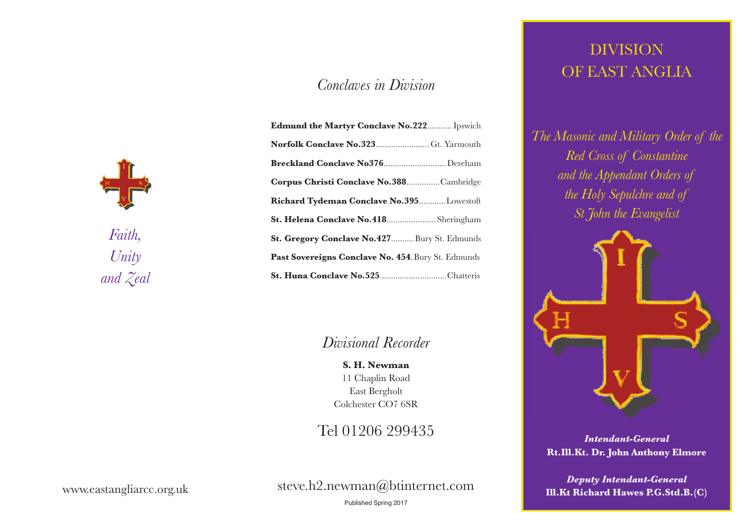*Faith, Unity and Zeal*

www.eastangliarcc.org.uk

## *Conclaves in Division*

**Edmund the Martyr Conclave No.222**........... Ipswich
**Norfolk Conclave No.323**........................ Gt. Yarmouth
**Breckland Conclave No376**............................ Dereham
**Corpus Christi Conclave No.388**...............Cambridge
**Richard Tydeman Conclave No.395**............Lowestoft
**St. Helena Conclave No.418**...................... Sheringham
**St. Gregory Conclave No.427**.......... Bury St. Edmunds
**Past Sovereigns Conclave No. 454**. Bury St. Edmunds
**St. Huna Conclave No.525**..............................Chatteris

## *Divisional Recorder*

**S. H. Newman**
11 Chaplin Road
East Bergholt
Colchester CO7 6SR

Tel 01206 299435

steve.h2.newman@btinternet.com

Published Spring 2017

# DIVISION OF EAST ANGLIA

*The Masonic and Military Order of the Red Cross of Constantine and the Appendant Orders of the Holy Sepulchre and of St John the Evangelist*

***Intendant-General***
**Rt.Ill.Kt. Dr. John Anthony Elmore**

***Deputy Intendant-General***
**Ill.Kt Richard Hawes P.G.Std.B.(C)**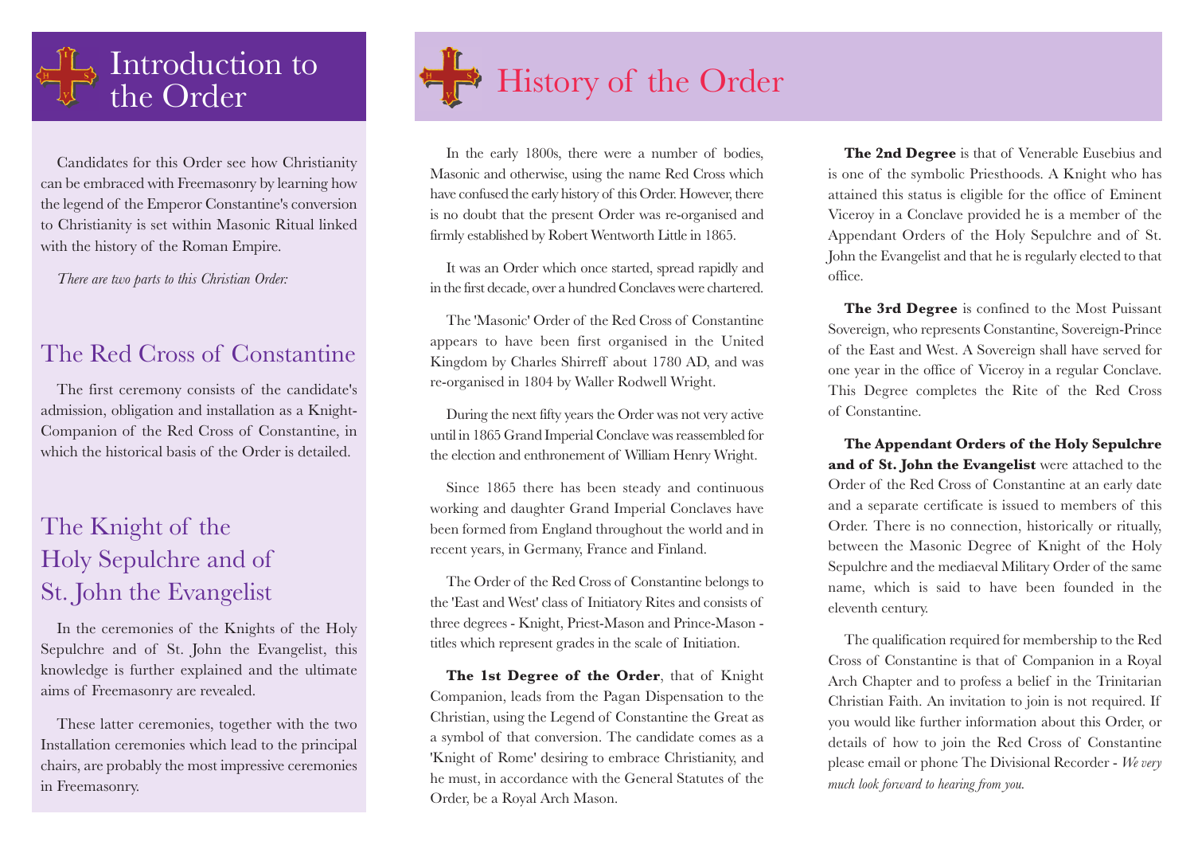# Introduction to the Order

Candidates for this Order see how Christianity can be embraced with Freemasonry by learning how the legend of the Emperor Constantine's conversion to Christianity is set within Masonic Ritual linked with the history of the Roman Empire.

*There are two parts to this Christian Order:*

## The Red Cross of Constantine

The first ceremony consists of the candidate's admission, obligation and installation as a Knight-Companion of the Red Cross of Constantine, in which the historical basis of the Order is detailed.

## The Knight of the Holy Sepulchre and of St. John the Evangelist

In the ceremonies of the Knights of the Holy Sepulchre and of St. John the Evangelist, this knowledge is further explained and the ultimate aims of Freemasonry are revealed.

These latter ceremonies, together with the two Installation ceremonies which lead to the principal chairs, are probably the most impressive ceremonies in Freemasonry.

# History of the Order

In the early 1800s, there were a number of bodies, Masonic and otherwise, using the name Red Cross which have confused the early history of this Order. However, there is no doubt that the present Order was re-organised and firmly established by Robert Wentworth Little in 1865.

It was an Order which once started, spread rapidly and in the first decade, over a hundred Conclaves were chartered.

The 'Masonic' Order of the Red Cross of Constantine appears to have been first organised in the United Kingdom by Charles Shirreff about 1780 AD, and was re-organised in 1804 by Waller Rodwell Wright.

During the next fifty years the Order was not very active until in 1865 Grand Imperial Conclave was reassembled for the election and enthronement of William Henry Wright.

Since 1865 there has been steady and continuous working and daughter Grand Imperial Conclaves have been formed from England throughout the world and in recent years, in Germany, France and Finland.

The Order of the Red Cross of Constantine belongs to the 'East and West' class of Initiatory Rites and consists of three degrees - Knight, Priest-Mason and Prince-Mason - titles which represent grades in the scale of Initiation.

**The 1st Degree of the Order**, that of Knight Companion, leads from the Pagan Dispensation to the Christian, using the Legend of Constantine the Great as a symbol of that conversion. The candidate comes as a 'Knight of Rome' desiring to embrace Christianity, and he must, in accordance with the General Statutes of the Order, be a Royal Arch Mason.

**The 2nd Degree** is that of Venerable Eusebius and is one of the symbolic Priesthoods. A Knight who has attained this status is eligible for the office of Eminent Viceroy in a Conclave provided he is a member of the Appendant Orders of the Holy Sepulchre and of St. John the Evangelist and that he is regularly elected to that office.

**The 3rd Degree** is confined to the Most Puissant Sovereign, who represents Constantine, Sovereign-Prince of the East and West. A Sovereign shall have served for one year in the office of Viceroy in a regular Conclave. This Degree completes the Rite of the Red Cross of Constantine.

**The Appendant Orders of the Holy Sepulchre and of St. John the Evangelist** were attached to the Order of the Red Cross of Constantine at an early date and a separate certificate is issued to members of this Order. There is no connection, historically or ritually, between the Masonic Degree of Knight of the Holy Sepulchre and the mediaeval Military Order of the same name, which is said to have been founded in the eleventh century.

The qualification required for membership to the Red Cross of Constantine is that of Companion in a Royal Arch Chapter and to profess a belief in the Trinitarian Christian Faith. An invitation to join is not required. If you would like further information about this Order, or details of how to join the Red Cross of Constantine please email or phone The Divisional Recorder - *We very much look forward to hearing from you.*